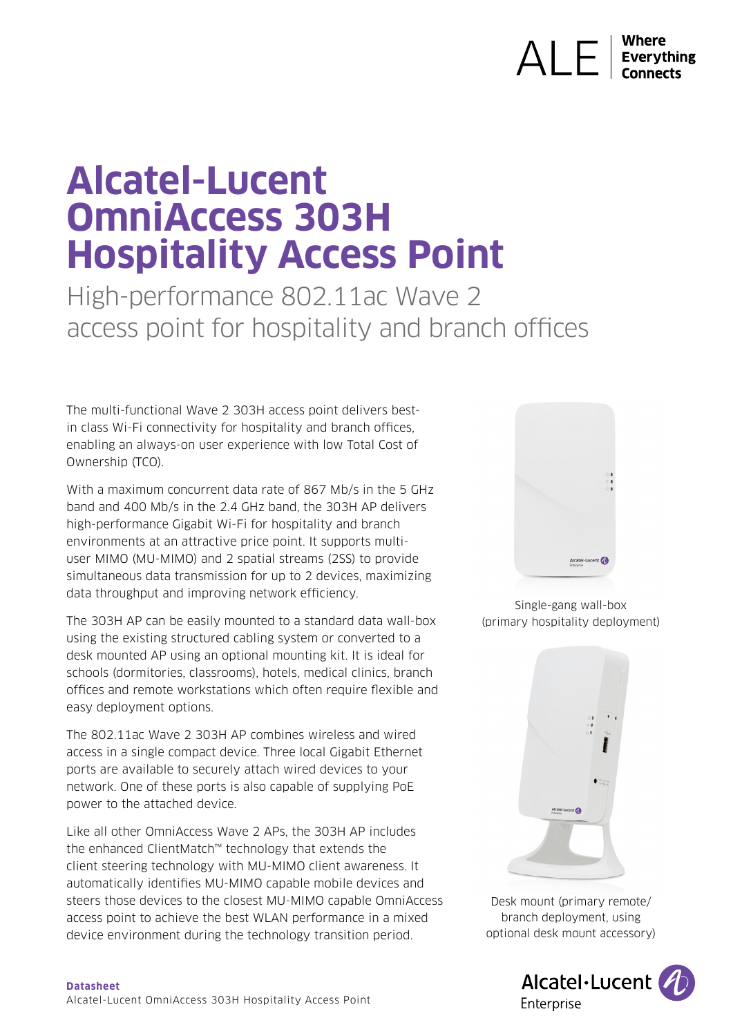# Alcatel-Lucent OmniAccess 303H Hospitality Access Point

High-performance 802.11ac Wave 2 access point for hospitality and branch offices

The multi-functional Wave 2 303H access point delivers best-in class Wi-Fi connectivity for hospitality and branch offices, enabling an always-on user experience with low Total Cost of Ownership (TCO).

With a maximum concurrent data rate of 867 Mb/s in the 5 GHz band and 400 Mb/s in the 2.4 GHz band, the 303H AP delivers high-performance Gigabit Wi-Fi for hospitality and branch environments at an attractive price point. It supports multi-user MIMO (MU-MIMO) and 2 spatial streams (2SS) to provide simultaneous data transmission for up to 2 devices, maximizing data throughput and improving network efficiency.

The 303H AP can be easily mounted to a standard data wall-box using the existing structured cabling system or converted to a desk mounted AP using an optional mounting kit. It is ideal for schools (dormitories, classrooms), hotels, medical clinics, branch offices and remote workstations which often require flexible and easy deployment options.

The 802.11ac Wave 2 303H AP combines wireless and wired access in a single compact device. Three local Gigabit Ethernet ports are available to securely attach wired devices to your network. One of these ports is also capable of supplying PoE power to the attached device.

Like all other OmniAccess Wave 2 APs, the 303H AP includes the enhanced ClientMatch™ technology that extends the client steering technology with MU-MIMO client awareness. It automatically identifies MU-MIMO capable mobile devices and steers those devices to the closest MU-MIMO capable OmniAccess access point to achieve the best WLAN performance in a mixed device environment during the technology transition period.

Single-gang wall-box (primary hospitality deployment)

Desk mount (primary remote/ branch deployment, using optional desk mount accessory)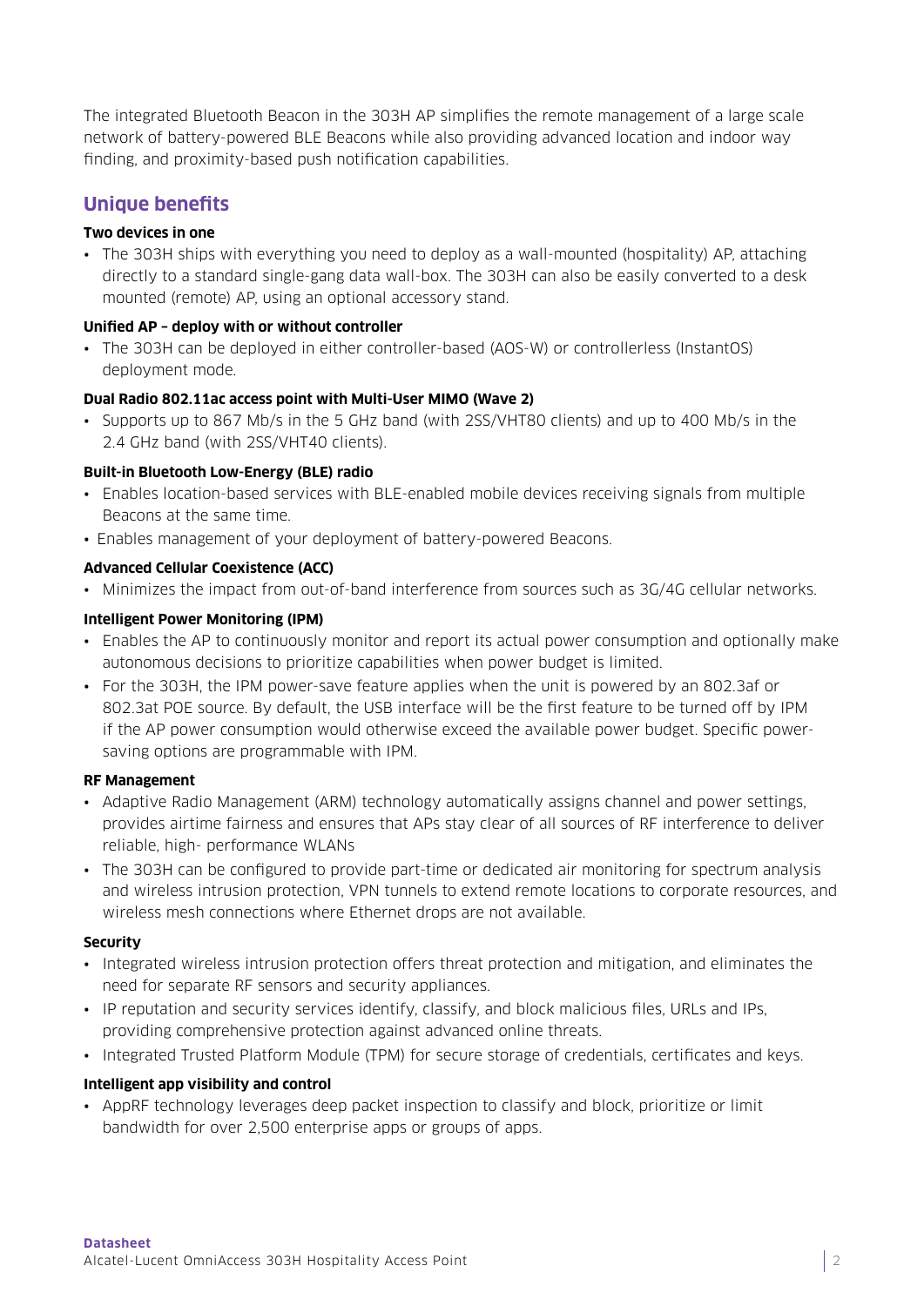The integrated Bluetooth Beacon in the 303H AP simplifies the remote management of a large scale network of battery-powered BLE Beacons while also providing advanced location and indoor way finding, and proximity-based push notification capabilities.

## Unique benefits

**Two devices in one**

- The 303H ships with everything you need to deploy as a wall-mounted (hospitality) AP, attaching directly to a standard single-gang data wall-box. The 303H can also be easily converted to a desk mounted (remote) AP, using an optional accessory stand.

**Unified AP – deploy with or without controller**

- The 303H can be deployed in either controller-based (AOS-W) or controllerless (InstantOS) deployment mode.

**Dual Radio 802.11ac access point with Multi-User MIMO (Wave 2)**

- Supports up to 867 Mb/s in the 5 GHz band (with 2SS/VHT80 clients) and up to 400 Mb/s in the 2.4 GHz band (with 2SS/VHT40 clients).

**Built-in Bluetooth Low-Energy (BLE) radio**

- Enables location-based services with BLE-enabled mobile devices receiving signals from multiple Beacons at the same time.
- Enables management of your deployment of battery-powered Beacons.

**Advanced Cellular Coexistence (ACC)**

- Minimizes the impact from out-of-band interference from sources such as 3G/4G cellular networks.

**Intelligent Power Monitoring (IPM)**

- Enables the AP to continuously monitor and report its actual power consumption and optionally make autonomous decisions to prioritize capabilities when power budget is limited.
- For the 303H, the IPM power-save feature applies when the unit is powered by an 802.3af or 802.3at POE source. By default, the USB interface will be the first feature to be turned off by IPM if the AP power consumption would otherwise exceed the available power budget. Specific power-saving options are programmable with IPM.

**RF Management**

- Adaptive Radio Management (ARM) technology automatically assigns channel and power settings, provides airtime fairness and ensures that APs stay clear of all sources of RF interference to deliver reliable, high- performance WLANs
- The 303H can be configured to provide part-time or dedicated air monitoring for spectrum analysis and wireless intrusion protection, VPN tunnels to extend remote locations to corporate resources, and wireless mesh connections where Ethernet drops are not available.

**Security**

- Integrated wireless intrusion protection offers threat protection and mitigation, and eliminates the need for separate RF sensors and security appliances.
- IP reputation and security services identify, classify, and block malicious files, URLs and IPs, providing comprehensive protection against advanced online threats.
- Integrated Trusted Platform Module (TPM) for secure storage of credentials, certificates and keys.

**Intelligent app visibility and control**

- AppRF technology leverages deep packet inspection to classify and block, prioritize or limit bandwidth for over 2,500 enterprise apps or groups of apps.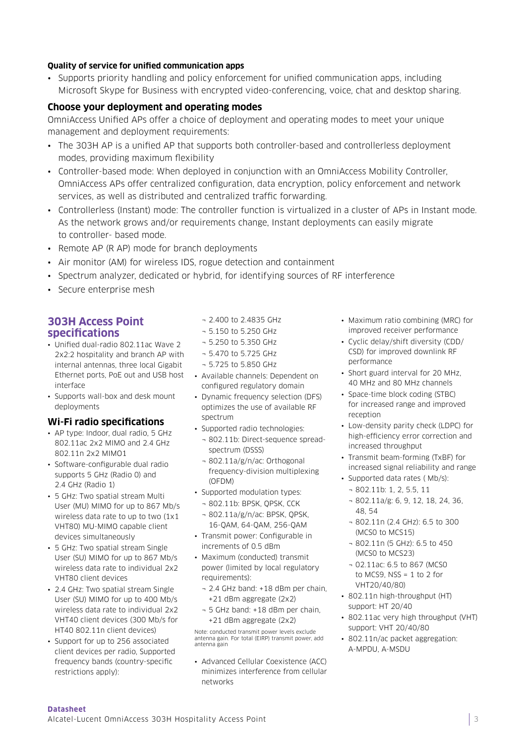**Quality of service for unified communication apps**

- Supports priority handling and policy enforcement for unified communication apps, including Microsoft Skype for Business with encrypted video-conferencing, voice, chat and desktop sharing.

### Choose your deployment and operating modes

OmniAccess Unified APs offer a choice of deployment and operating modes to meet your unique management and deployment requirements:

- The 303H AP is a unified AP that supports both controller-based and controllerless deployment modes, providing maximum flexibility
- Controller-based mode: When deployed in conjunction with an OmniAccess Mobility Controller, OmniAccess APs offer centralized configuration, data encryption, policy enforcement and network services, as well as distributed and centralized traffic forwarding.
- Controllerless (Instant) mode: The controller function is virtualized in a cluster of APs in Instant mode. As the network grows and/or requirements change, Instant deployments can easily migrate to controller- based mode.
- Remote AP (R AP) mode for branch deployments
- Air monitor (AM) for wireless IDS, rogue detection and containment
- Spectrum analyzer, dedicated or hybrid, for identifying sources of RF interference
- Secure enterprise mesh

## 303H Access Point specifications

- Unified dual-radio 802.11ac Wave 2 2x2:2 hospitality and branch AP with internal antennas, three local Gigabit Ethernet ports, PoE out and USB host interface
- Supports wall-box and desk mount deployments

### Wi-Fi radio specifications

- AP type: Indoor, dual radio, 5 GHz 802.11ac 2x2 MIMO and 2.4 GHz 802.11n 2x2 MIMO1
- Software-configurable dual radio supports 5 GHz (Radio 0) and 2.4 GHz (Radio 1)
- 5 GHz: Two spatial stream Multi User (MU) MIMO for up to 867 Mb/s wireless data rate to up to two (1x1 VHT80) MU-MIMO capable client devices simultaneously
- 5 GHz: Two spatial stream Single User (SU) MIMO for up to 867 Mb/s wireless data rate to individual 2x2 VHT80 client devices
- 2.4 GHz: Two spatial stream Single User (SU) MIMO for up to 400 Mb/s wireless data rate to individual 2x2 VHT40 client devices (300 Mb/s for HT40 802.11n client devices)
- Support for up to 256 associated client devices per radio, Supported frequency bands (country-specific restrictions apply):
  - 2.400 to 2.4835 GHz
  - 5.150 to 5.250 GHz
  - 5.250 to 5.350 GHz
  - 5.470 to 5.725 GHz
  - 5.725 to 5.850 GHz
- Available channels: Dependent on configured regulatory domain
- Dynamic frequency selection (DFS) optimizes the use of available RF spectrum
- Supported radio technologies:
  - 802.11b: Direct-sequence spread-spectrum (DSSS)
  - 802.11a/g/n/ac: Orthogonal frequency-division multiplexing (OFDM)
- Supported modulation types:
  - 802.11b: BPSK, QPSK, CCK
  - 802.11a/g/n/ac: BPSK, QPSK, 16-QAM, 64-QAM, 256-QAM
- Transmit power: Configurable in increments of 0.5 dBm
- Maximum (conducted) transmit power (limited by local regulatory requirements):
  - 2.4 GHz band: +18 dBm per chain, +21 dBm aggregate (2x2)
  - 5 GHz band: +18 dBm per chain, +21 dBm aggregate (2x2)

Note: conducted transmit power levels exclude antenna gain. For total (EIRP) transmit power, add antenna gain

- Advanced Cellular Coexistence (ACC) minimizes interference from cellular networks
- Maximum ratio combining (MRC) for improved receiver performance
- Cyclic delay/shift diversity (CDD/CSD) for improved downlink RF performance
- Short guard interval for 20 MHz, 40 MHz and 80 MHz channels
- Space-time block coding (STBC) for increased range and improved reception
- Low-density parity check (LDPC) for high-efficiency error correction and increased throughput
- Transmit beam-forming (TxBF) for increased signal reliability and range
- Supported data rates ( Mb/s):
  - 802.11b: 1, 2, 5.5, 11
  - 802.11a/g: 6, 9, 12, 18, 24, 36, 48, 54
  - 802.11n (2.4 GHz): 6.5 to 300 (MCS0 to MCS15)
  - 802.11n (5 GHz): 6.5 to 450 (MCS0 to MCS23)
  - 02.11ac: 6.5 to 867 (MCS0 to MCS9, NSS = 1 to 2 for VHT20/40/80)
- 802.11n high-throughput (HT) support: HT 20/40
- 802.11ac very high throughput (VHT) support: VHT 20/40/80
- 802.11n/ac packet aggregation: A-MPDU, A-MSDU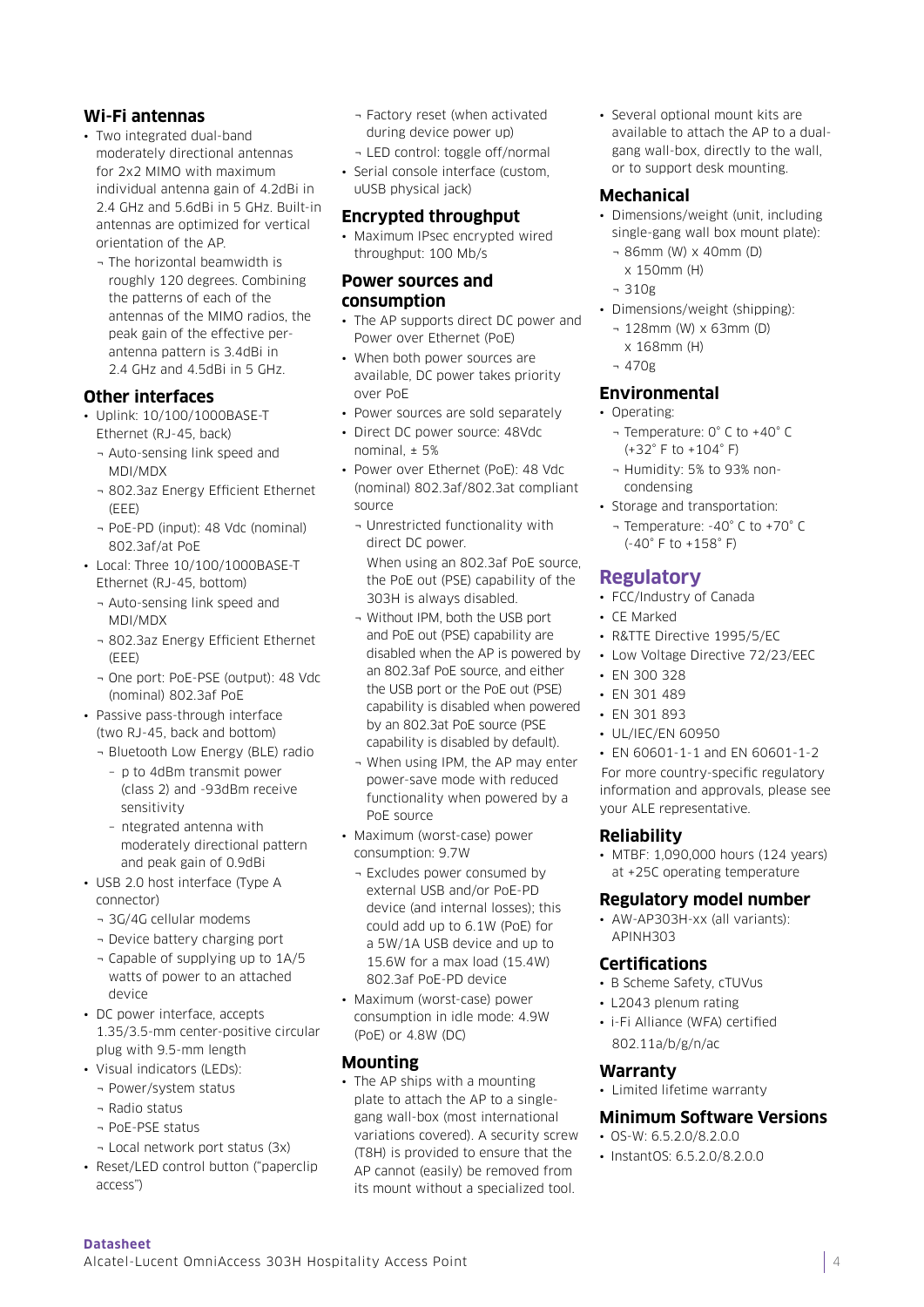## Wi-Fi antennas

- Two integrated dual-band moderately directional antennas for 2x2 MIMO with maximum individual antenna gain of 4.2dBi in 2.4 GHz and 5.6dBi in 5 GHz. Built-in antennas are optimized for vertical orientation of the AP.
  - The horizontal beamwidth is roughly 120 degrees. Combining the patterns of each of the antennas of the MIMO radios, the peak gain of the effective per-antenna pattern is 3.4dBi in 2.4 GHz and 4.5dBi in 5 GHz.

## Other interfaces

- Uplink: 10/100/1000BASE-T Ethernet (RJ-45, back)
  - Auto-sensing link speed and MDI/MDX
  - 802.3az Energy Efficient Ethernet (EEE)
  - PoE-PD (input): 48 Vdc (nominal) 802.3af/at PoE
- Local: Three 10/100/1000BASE-T Ethernet (RJ-45, bottom)
  - Auto-sensing link speed and MDI/MDX
  - 802.3az Energy Efficient Ethernet (EEE)
  - One port: PoE-PSE (output): 48 Vdc (nominal) 802.3af PoE
- Passive pass-through interface (two RJ-45, back and bottom)
  - Bluetooth Low Energy (BLE) radio
    - p to 4dBm transmit power (class 2) and -93dBm receive sensitivity
    - ntegrated antenna with moderately directional pattern and peak gain of 0.9dBi
- USB 2.0 host interface (Type A connector)
  - 3G/4G cellular modems
  - Device battery charging port
  - Capable of supplying up to 1A/5 watts of power to an attached device
- DC power interface, accepts 1.35/3.5-mm center-positive circular plug with 9.5-mm length
- Visual indicators (LEDs):
  - Power/system status
  - Radio status
  - PoE-PSE status
  - Local network port status (3x)
- Reset/LED control button ("paperclip access")
  - Factory reset (when activated during device power up)
  - LED control: toggle off/normal
- Serial console interface (custom, uUSB physical jack)

## Encrypted throughput

- Maximum IPsec encrypted wired throughput: 100 Mb/s

## Power sources and consumption

- The AP supports direct DC power and Power over Ethernet (PoE)
- When both power sources are available, DC power takes priority over PoE
- Power sources are sold separately
- Direct DC power source: 48Vdc nominal, ± 5%
- Power over Ethernet (PoE): 48 Vdc (nominal) 802.3af/802.3at compliant source
  - Unrestricted functionality with direct DC power.
    When using an 802.3af PoE source, the PoE out (PSE) capability of the 303H is always disabled.
  - Without IPM, both the USB port and PoE out (PSE) capability are disabled when the AP is powered by an 802.3af PoE source, and either the USB port or the PoE out (PSE) capability is disabled when powered by an 802.3at PoE source (PSE capability is disabled by default).
  - When using IPM, the AP may enter power-save mode with reduced functionality when powered by a PoE source
- Maximum (worst-case) power consumption: 9.7W
  - Excludes power consumed by external USB and/or PoE-PD device (and internal losses); this could add up to 6.1W (PoE) for a 5W/1A USB device and up to 15.6W for a max load (15.4W) 802.3af PoE-PD device
- Maximum (worst-case) power consumption in idle mode: 4.9W (PoE) or 4.8W (DC)

## Mounting

- The AP ships with a mounting plate to attach the AP to a single-gang wall-box (most international variations covered). A security screw (T8H) is provided to ensure that the AP cannot (easily) be removed from its mount without a specialized tool.
- Several optional mount kits are available to attach the AP to a dual-gang wall-box, directly to the wall, or to support desk mounting.

## Mechanical

- Dimensions/weight (unit, including single-gang wall box mount plate):
  - 86mm (W) x 40mm (D) x 150mm (H)
  - 310g
- Dimensions/weight (shipping):
  - 128mm (W) x 63mm (D) x 168mm (H)
  - 470g

## Environmental

- Operating:
  - Temperature: 0° C to +40° C (+32° F to +104° F)
  - Humidity: 5% to 93% non-condensing
- Storage and transportation:
  - Temperature: -40° C to +70° C (-40° F to +158° F)

## Regulatory

- FCC/Industry of Canada
- CE Marked
- R&TTE Directive 1995/5/EC
- Low Voltage Directive 72/23/EEC
- EN 300 328
- EN 301 489
- EN 301 893
- UL/IEC/EN 60950
- EN 60601-1-1 and EN 60601-1-2

For more country-specific regulatory information and approvals, please see your ALE representative.

## Reliability

- MTBF: 1,090,000 hours (124 years) at +25C operating temperature

## Regulatory model number

- AW-AP303H-xx (all variants): APINH303

## Certifications

- B Scheme Safety, cTUVus
- L2043 plenum rating
- i-Fi Alliance (WFA) certified 802.11a/b/g/n/ac

## Warranty

- Limited lifetime warranty

## Minimum Software Versions

- OS-W: 6.5.2.0/8.2.0.0
- InstantOS: 6.5.2.0/8.2.0.0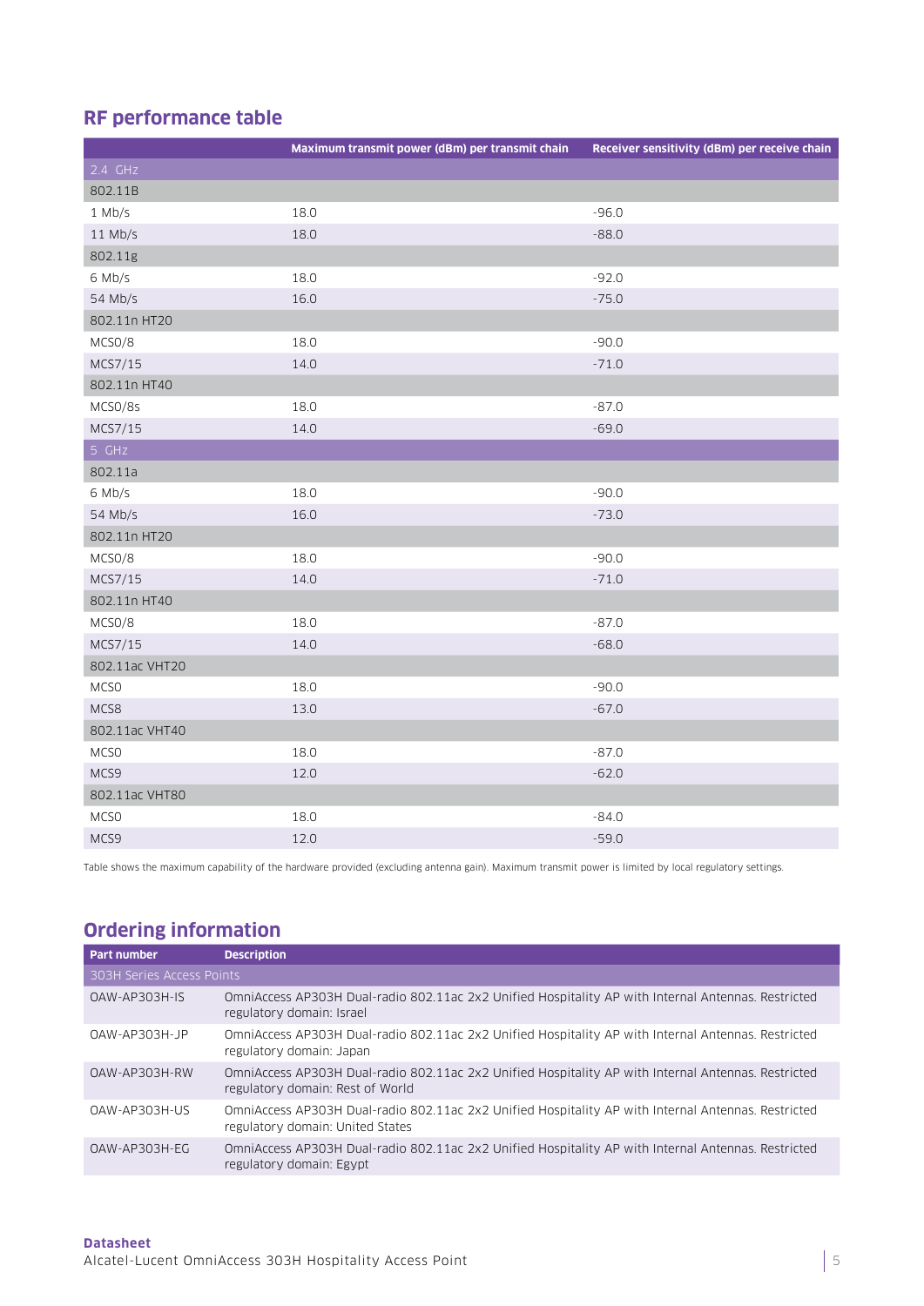## RF performance table

| | Maximum transmit power (dBm) per transmit chain | Receiver sensitivity (dBm) per receive chain |
|---|---|---|
| 2.4 GHz | | |
| 802.11B | | |
| 1 Mb/s | 18.0 | -96.0 |
| 11 Mb/s | 18.0 | -88.0 |
| 802.11g | | |
| 6 Mb/s | 18.0 | -92.0 |
| 54 Mb/s | 16.0 | -75.0 |
| 802.11n HT20 | | |
| MCS0/8 | 18.0 | -90.0 |
| MCS7/15 | 14.0 | -71.0 |
| 802.11n HT40 | | |
| MCS0/8s | 18.0 | -87.0 |
| MCS7/15 | 14.0 | -69.0 |
| 5 GHz | | |
| 802.11a | | |
| 6 Mb/s | 18.0 | -90.0 |
| 54 Mb/s | 16.0 | -73.0 |
| 802.11n HT20 | | |
| MCS0/8 | 18.0 | -90.0 |
| MCS7/15 | 14.0 | -71.0 |
| 802.11n HT40 | | |
| MCS0/8 | 18.0 | -87.0 |
| MCS7/15 | 14.0 | -68.0 |
| 802.11ac VHT20 | | |
| MCS0 | 18.0 | -90.0 |
| MCS8 | 13.0 | -67.0 |
| 802.11ac VHT40 | | |
| MCS0 | 18.0 | -87.0 |
| MCS9 | 12.0 | -62.0 |
| 802.11ac VHT80 | | |
| MCS0 | 18.0 | -84.0 |
| MCS9 | 12.0 | -59.0 |

Table shows the maximum capability of the hardware provided (excluding antenna gain). Maximum transmit power is limited by local regulatory settings.

## Ordering information

| Part number | Description |
|---|---|
| 303H Series Access Points | |
| OAW-AP303H-IS | OmniAccess AP303H Dual-radio 802.11ac 2x2 Unified Hospitality AP with Internal Antennas. Restricted regulatory domain: Israel |
| OAW-AP303H-JP | OmniAccess AP303H Dual-radio 802.11ac 2x2 Unified Hospitality AP with Internal Antennas. Restricted regulatory domain: Japan |
| OAW-AP303H-RW | OmniAccess AP303H Dual-radio 802.11ac 2x2 Unified Hospitality AP with Internal Antennas. Restricted regulatory domain: Rest of World |
| OAW-AP303H-US | OmniAccess AP303H Dual-radio 802.11ac 2x2 Unified Hospitality AP with Internal Antennas. Restricted regulatory domain: United States |
| OAW-AP303H-EG | OmniAccess AP303H Dual-radio 802.11ac 2x2 Unified Hospitality AP with Internal Antennas. Restricted regulatory domain: Egypt |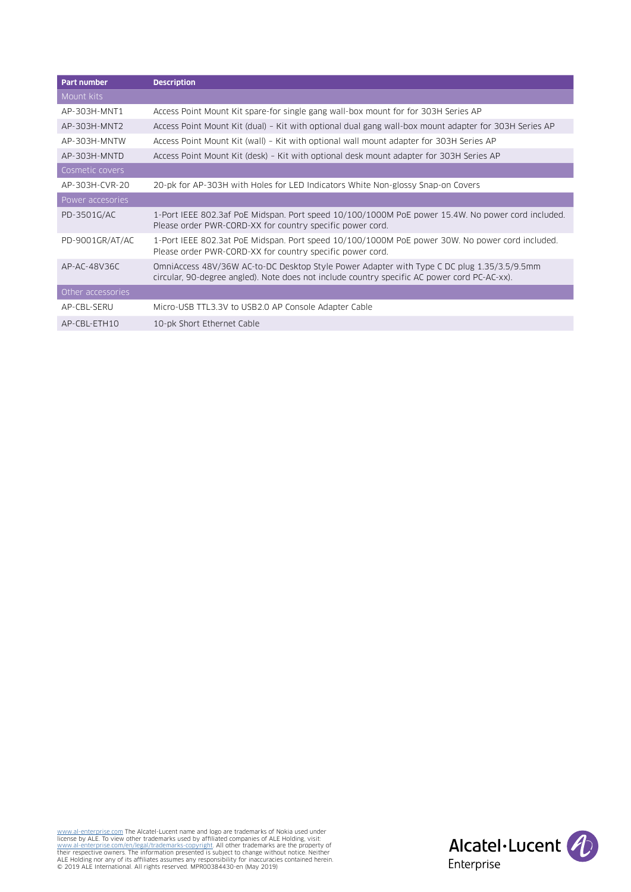| Part number | Description |
|---|---|
| Mount kits | |
| AP-303H-MNT1 | Access Point Mount Kit spare-for single gang wall-box mount for for 303H Series AP |
| AP-303H-MNT2 | Access Point Mount Kit (dual) – Kit with optional dual gang wall-box mount adapter for 303H Series AP |
| AP-303H-MNTW | Access Point Mount Kit (wall) – Kit with optional wall mount adapter for 303H Series AP |
| AP-303H-MNTD | Access Point Mount Kit (desk) – Kit with optional desk mount adapter for 303H Series AP |
| Cosmetic covers | |
| AP-303H-CVR-20 | 20-pk for AP-303H with Holes for LED Indicators White Non-glossy Snap-on Covers |
| Power accesories | |
| PD-3501G/AC | 1-Port IEEE 802.3af PoE Midspan. Port speed 10/100/1000M PoE power 15.4W. No power cord included. Please order PWR-CORD-XX for country specific power cord. |
| PD-9001GR/AT/AC | 1-Port IEEE 802.3at PoE Midspan. Port speed 10/100/1000M PoE power 30W. No power cord included. Please order PWR-CORD-XX for country specific power cord. |
| AP-AC-48V36C | OmniAccess 48V/36W AC-to-DC Desktop Style Power Adapter with Type C DC plug 1.35/3.5/9.5mm circular, 90-degree angled). Note does not include country specific AC power cord PC-AC-xx). |
| Other accessories | |
| AP-CBL-SERU | Micro-USB TTL3.3V to USB2.0 AP Console Adapter Cable |
| AP-CBL-ETH10 | 10-pk Short Ethernet Cable |

www.al-enterprise.com The Alcatel-Lucent name and logo are trademarks of Nokia used under license by ALE. To view other trademarks used by affiliated companies of ALE Holding, visit: www.al-enterprise.com/en/legal/trademarks-copyright. All other trademarks are the property of their respective owners. The information presented is subject to change without notice. Neither ALE Holding nor any of its affiliates assumes any responsibility for inaccuracies contained herein. © 2019 ALE International. All rights reserved. MPR00384430-en (May 2019)

Alcatel·Lucent Enterprise